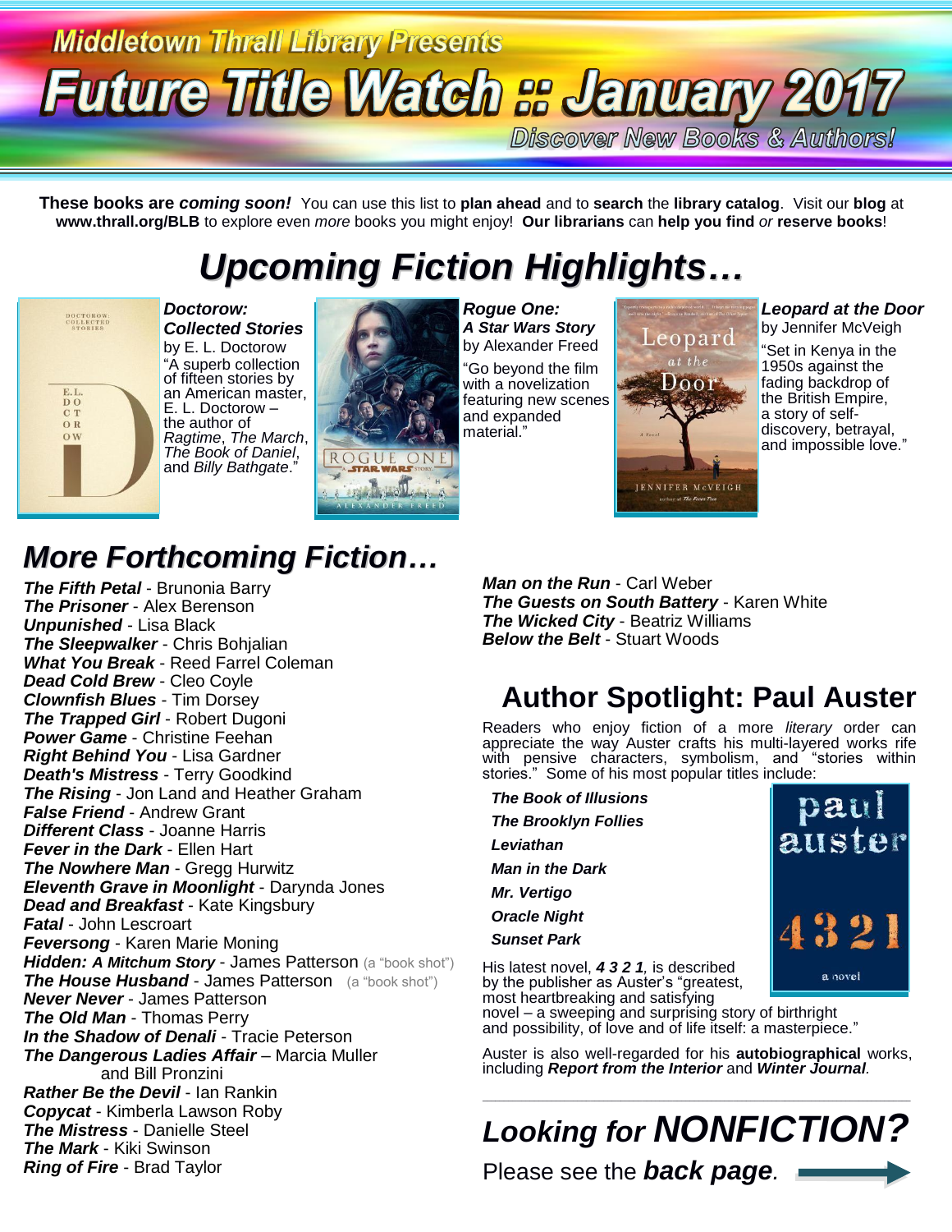Middletown Thrall Library Presents

# Future Title Watch :: January 2017

Discover New Books & Authors!

**These books are *coming soon!*** You can use this list to **plan ahead** and to **search** the **library catalog**. Visit our **blog** at **www.thrall.org/BLB** to explore even *more* books you might enjoy! **Our librarians** can **help you find** *or* **reserve books**!

## *Upcoming Fiction Highlights…*

***Doctorow: Collected Stories***
by E. L. Doctorow
"A superb collection of fifteen stories by an American master, E. L. Doctorow – the author of *Ragtime*, *The March*, *The Book of Daniel*, and *Billy Bathgate*."

***Rogue One: A Star Wars Story***
by Alexander Freed
"Go beyond the film with a novelization featuring new scenes and expanded material."

***Leopard at the Door***
by Jennifer McVeigh
"Set in Kenya in the 1950s against the fading backdrop of the British Empire, a story of self-discovery, betrayal, and impossible love."

## *More Forthcoming Fiction…*

***The Fifth Petal*** - Brunonia Barry
***The Prisoner*** - Alex Berenson
***Unpunished*** - Lisa Black
***The Sleepwalker*** - Chris Bohjalian
***What You Break*** - Reed Farrel Coleman
***Dead Cold Brew*** - Cleo Coyle
***Clownfish Blues*** - Tim Dorsey
***The Trapped Girl*** - Robert Dugoni
***Power Game*** - Christine Feehan
***Right Behind You*** - Lisa Gardner
***Death's Mistress*** - Terry Goodkind
***The Rising*** - Jon Land and Heather Graham
***False Friend*** - Andrew Grant
***Different Class*** - Joanne Harris
***Fever in the Dark*** - Ellen Hart
***The Nowhere Man*** - Gregg Hurwitz
***Eleventh Grave in Moonlight*** - Darynda Jones
***Dead and Breakfast*** - Kate Kingsbury
***Fatal*** - John Lescroart
***Feversong*** - Karen Marie Moning
***Hidden: A Mitchum Story*** - James Patterson (a "book shot")
***The House Husband*** - James Patterson (a "book shot")
***Never Never*** - James Patterson
***The Old Man*** - Thomas Perry
***In the Shadow of Denali*** - Tracie Peterson
***The Dangerous Ladies Affair*** – Marcia Muller and Bill Pronzini
***Rather Be the Devil*** - Ian Rankin
***Copycat*** - Kimberla Lawson Roby
***The Mistress*** - Danielle Steel
***The Mark*** - Kiki Swinson
***Ring of Fire*** - Brad Taylor
***Man on the Run*** - Carl Weber
***The Guests on South Battery*** - Karen White
***The Wicked City*** - Beatriz Williams
***Below the Belt*** - Stuart Woods

## Author Spotlight: Paul Auster

Readers who enjoy fiction of a more *literary* order can appreciate the way Auster crafts his multi-layered works rife with pensive characters, symbolism, and "stories within stories." Some of his most popular titles include:

***The Book of Illusions***
***The Brooklyn Follies***
***Leviathan***
***Man in the Dark***
***Mr. Vertigo***
***Oracle Night***
***Sunset Park***

His latest novel, ***4 3 2 1****,* is described by the publisher as Auster's "greatest, most heartbreaking and satisfying novel – a sweeping and surprising story of birthright and possibility, of love and of life itself: a masterpiece."

Auster is also well-regarded for his **autobiographical** works, including ***Report from the Interior*** and ***Winter Journal****.*

---

## *Looking for NONFICTION?*

Please see the ***back page****.*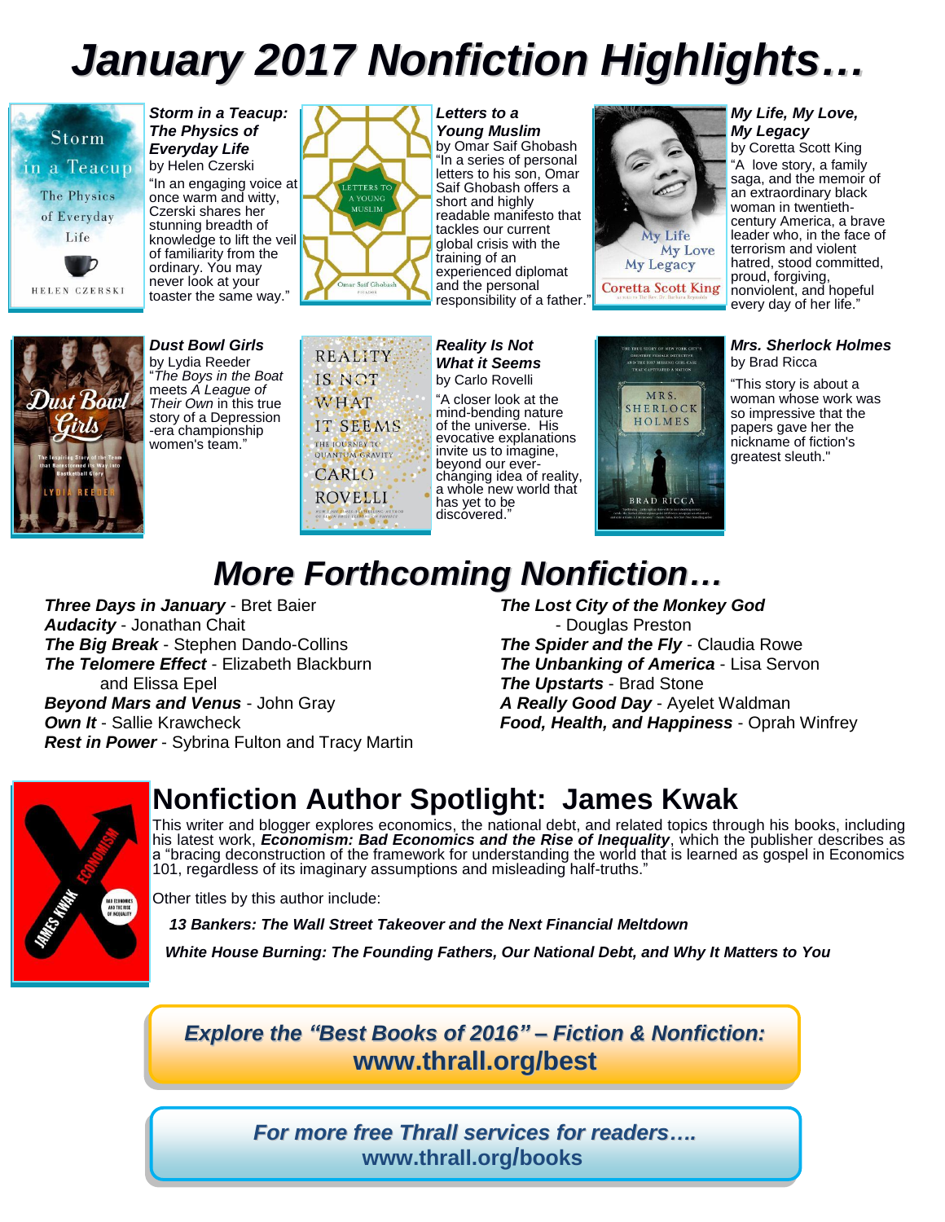# January 2017 Nonfiction Highlights…

***Storm in a Teacup: The Physics of Everyday Life***
by Helen Czerski
"In an engaging voice at once warm and witty, Czerski shares her stunning breadth of knowledge to lift the veil of familiarity from the ordinary. You may never look at your toaster the same way."

***Letters to a Young Muslim***
by Omar Saif Ghobash
"In a series of personal letters to his son, Omar Saif Ghobash offers a short and highly readable manifesto that tackles our current global crisis with the training of an experienced diplomat and the personal responsibility of a father."

***My Life, My Love, My Legacy***
by Coretta Scott King
"A love story, a family saga, and the memoir of an extraordinary black woman in twentieth-century America, a brave leader who, in the face of terrorism and violent hatred, stood committed, proud, forgiving, nonviolent, and hopeful every day of her life."

***Dust Bowl Girls***
by Lydia Reeder
"*The Boys in the Boat* meets *A League of Their Own* in this true story of a Depression-era championship women's team."

***Reality Is Not What it Seems***
by Carlo Rovelli
"A closer look at the mind-bending nature of the universe. His evocative explanations invite us to imagine, beyond our ever-changing idea of reality, a whole new world that has yet to be discovered."

***Mrs. Sherlock Holmes***
by Brad Ricca
"This story is about a woman whose work was so impressive that the papers gave her the nickname of fiction's greatest sleuth."

## More Forthcoming Nonfiction…

- ***Three Days in January*** - Bret Baier
- ***Audacity*** - Jonathan Chait
- ***The Big Break*** - Stephen Dando-Collins
- ***The Telomere Effect*** - Elizabeth Blackburn and Elissa Epel
- ***Beyond Mars and Venus*** - John Gray
- ***Own It*** - Sallie Krawcheck
- ***Rest in Power*** - Sybrina Fulton and Tracy Martin
- ***The Lost City of the Monkey God*** - Douglas Preston
- ***The Spider and the Fly*** - Claudia Rowe
- ***The Unbanking of America*** - Lisa Servon
- ***The Upstarts*** - Brad Stone
- ***A Really Good Day*** - Ayelet Waldman
- ***Food, Health, and Happiness*** - Oprah Winfrey

## Nonfiction Author Spotlight: James Kwak

This writer and blogger explores economics, the national debt, and related topics through his books, including his latest work, ***Economism: Bad Economics and the Rise of Inequality***, which the publisher describes as a "bracing deconstruction of the framework for understanding the world that is learned as gospel in Economics 101, regardless of its imaginary assumptions and misleading half-truths."

Other titles by this author include:

***13 Bankers: The Wall Street Takeover and the Next Financial Meltdown***

***White House Burning: The Founding Fathers, Our National Debt, and Why It Matters to You***

***Explore the "Best Books of 2016" – Fiction & Nonfiction:***
**www.thrall.org/best**

***For more free Thrall services for readers….***
**www.thrall.org/books**